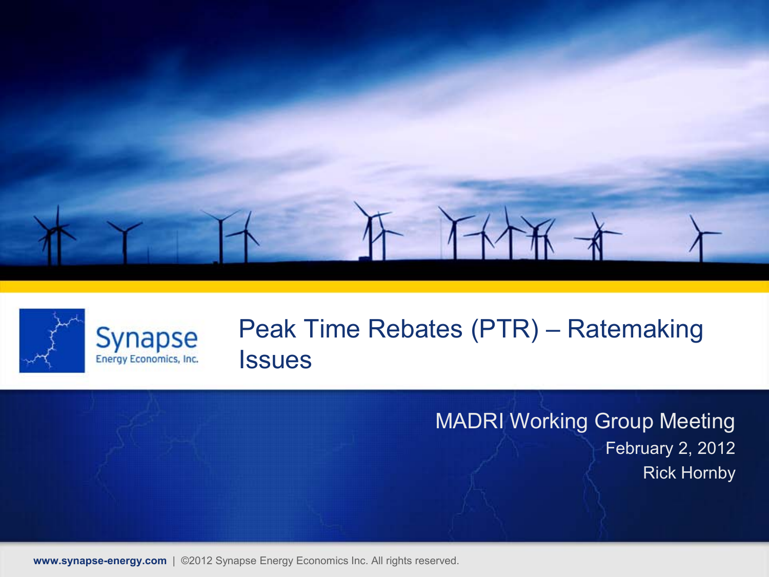# Peak Time Rebates (PTR) – Ratemaking Issues

Synapse Energy Economics, Inc.

MADRI Working Group Meeting

February 2, 2012

Rick Hornby

www.synapse-energy.com | ©2012 Synapse Energy Economics Inc. All rights reserved.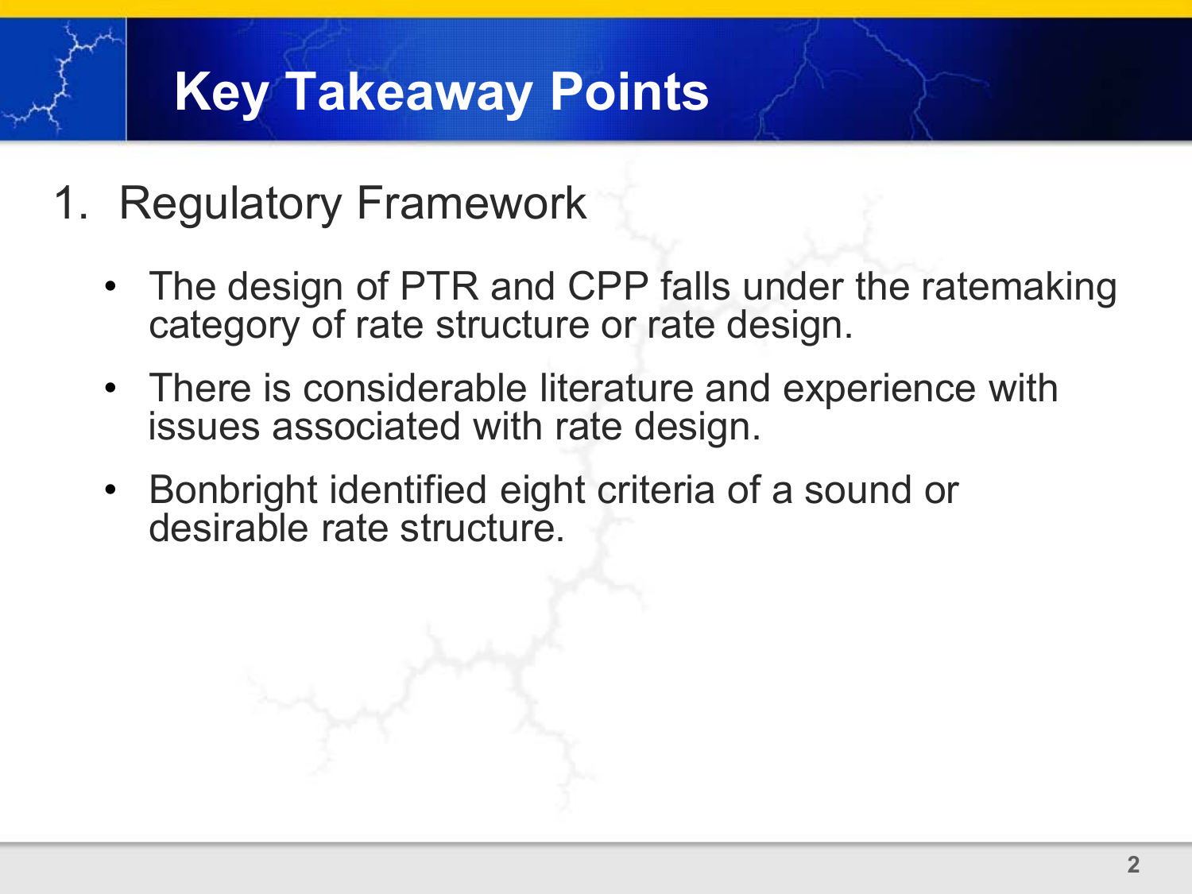# Key Takeaway Points

1. Regulatory Framework

   - The design of PTR and CPP falls under the ratemaking category of rate structure or rate design.
   - There is considerable literature and experience with issues associated with rate design.
   - Bonbright identified eight criteria of a sound or desirable rate structure.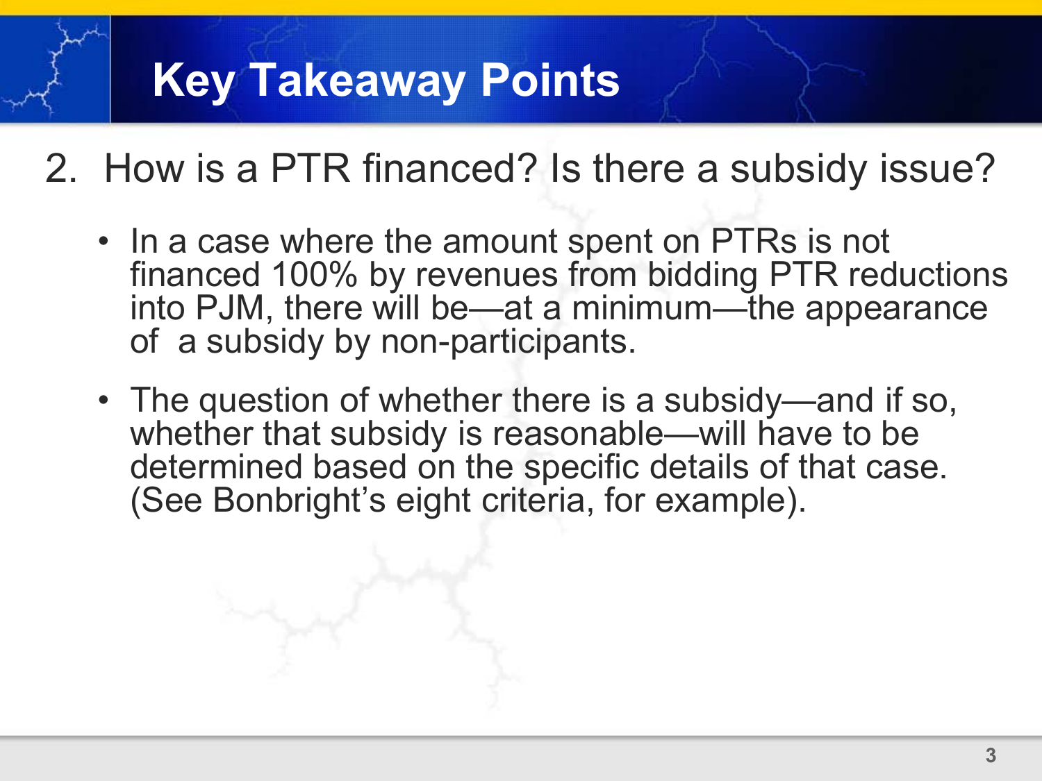# Key Takeaway Points

2. How is a PTR financed? Is there a subsidy issue?

   - In a case where the amount spent on PTRs is not financed 100% by revenues from bidding PTR reductions into PJM, there will be—at a minimum—the appearance of a subsidy by non-participants.

   - The question of whether there is a subsidy—and if so, whether that subsidy is reasonable—will have to be determined based on the specific details of that case. (See Bonbright's eight criteria, for example).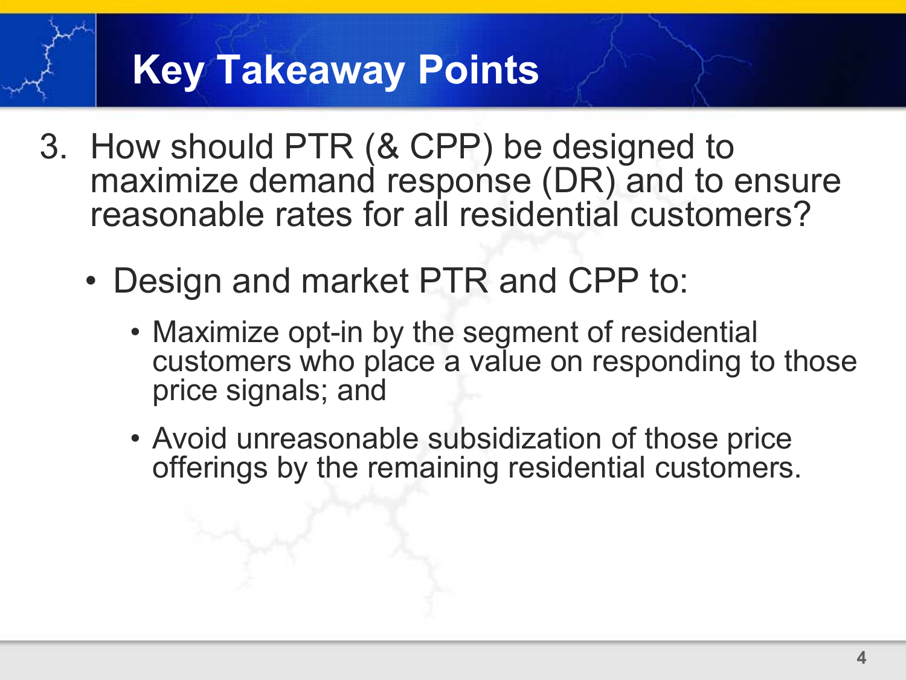# Key Takeaway Points

3. How should PTR (& CPP) be designed to maximize demand response (DR) and to ensure reasonable rates for all residential customers?

   - Design and market PTR and CPP to:
     - Maximize opt-in by the segment of residential customers who place a value on responding to those price signals; and
     - Avoid unreasonable subsidization of those price offerings by the remaining residential customers.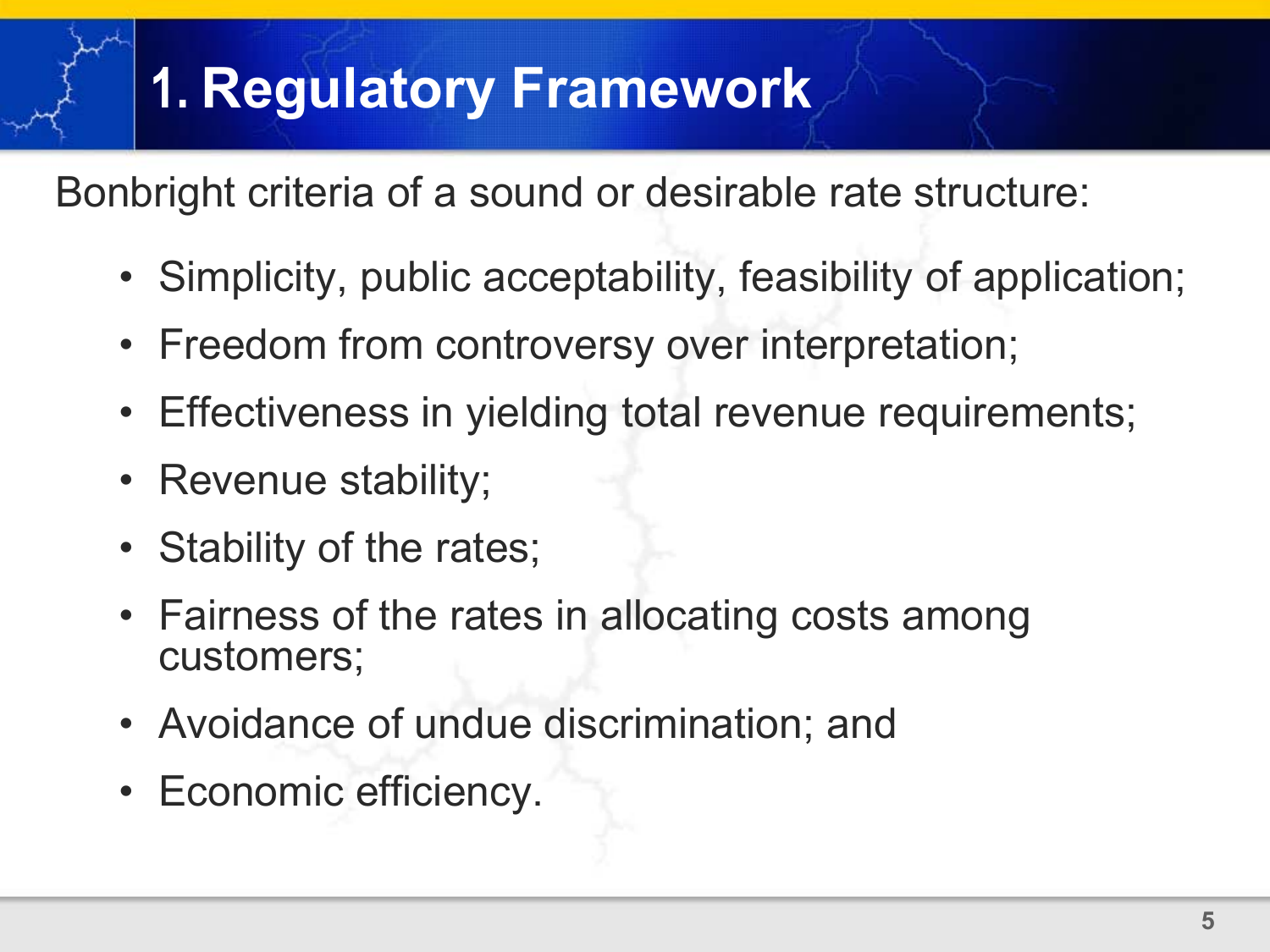# 1. Regulatory Framework

Bonbright criteria of a sound or desirable rate structure:

- Simplicity, public acceptability, feasibility of application;
- Freedom from controversy over interpretation;
- Effectiveness in yielding total revenue requirements;
- Revenue stability;
- Stability of the rates;
- Fairness of the rates in allocating costs among customers;
- Avoidance of undue discrimination; and
- Economic efficiency.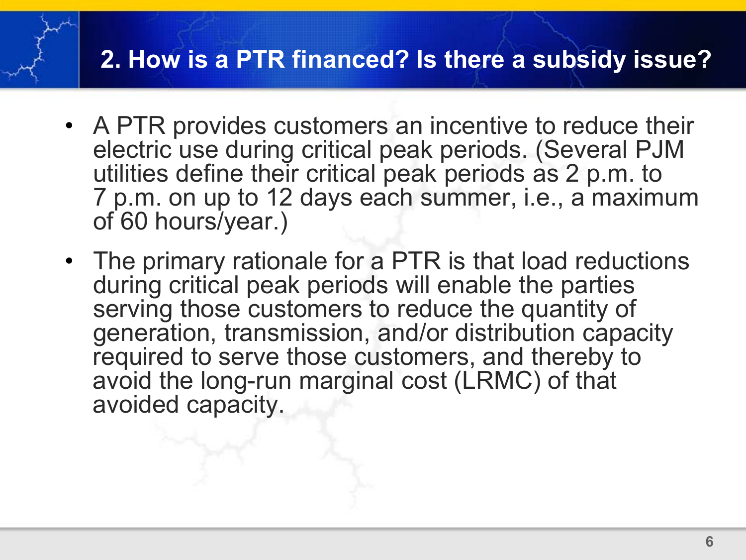## 2. How is a PTR financed? Is there a subsidy issue?

- A PTR provides customers an incentive to reduce their electric use during critical peak periods. (Several PJM utilities define their critical peak periods as 2 p.m. to 7 p.m. on up to 12 days each summer, i.e., a maximum of 60 hours/year.)
- The primary rationale for a PTR is that load reductions during critical peak periods will enable the parties serving those customers to reduce the quantity of generation, transmission, and/or distribution capacity required to serve those customers, and thereby to avoid the long-run marginal cost (LRMC) of that avoided capacity.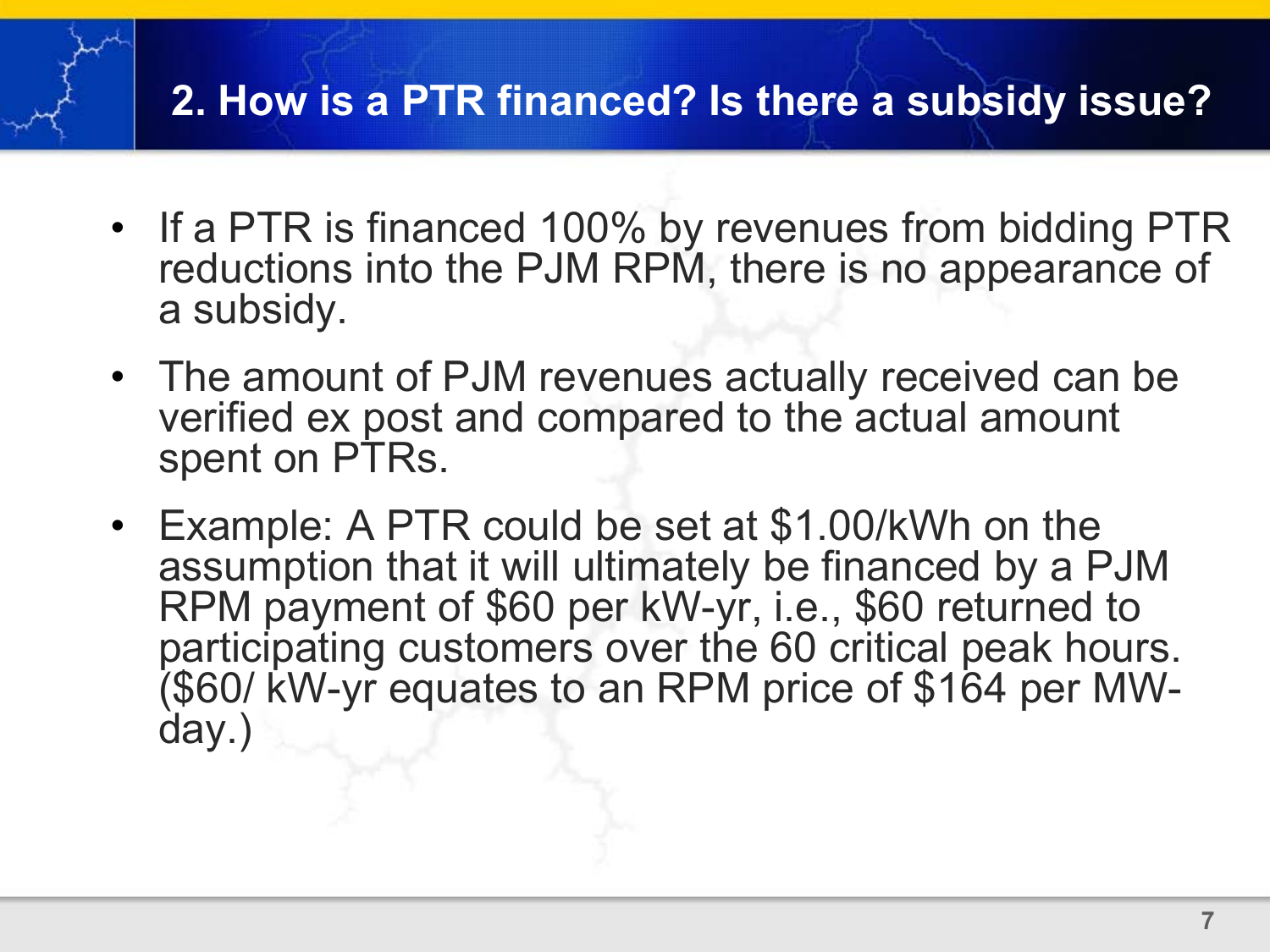## 2. How is a PTR financed? Is there a subsidy issue?

- If a PTR is financed 100% by revenues from bidding PTR reductions into the PJM RPM, there is no appearance of a subsidy.
- The amount of PJM revenues actually received can be verified ex post and compared to the actual amount spent on PTRs.
- Example: A PTR could be set at $1.00/kWh on the assumption that it will ultimately be financed by a PJM RPM payment of $60 per kW-yr, i.e., $60 returned to participating customers over the 60 critical peak hours. ($60/ kW-yr equates to an RPM price of $164 per MW-day.)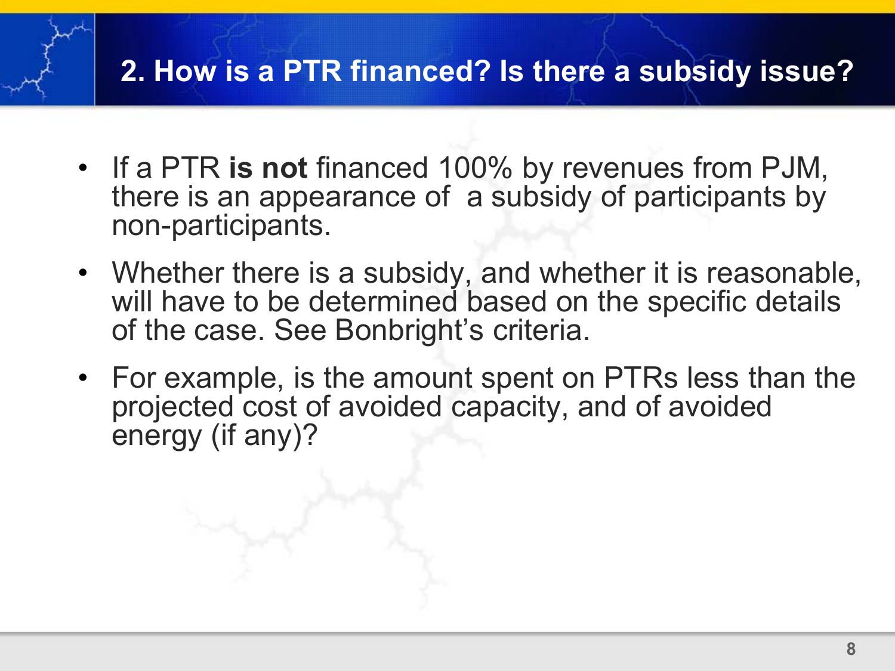## 2. How is a PTR financed? Is there a subsidy issue?

- If a PTR **is not** financed 100% by revenues from PJM, there is an appearance of a subsidy of participants by non-participants.
- Whether there is a subsidy, and whether it is reasonable, will have to be determined based on the specific details of the case. See Bonbright's criteria.
- For example, is the amount spent on PTRs less than the projected cost of avoided capacity, and of avoided energy (if any)?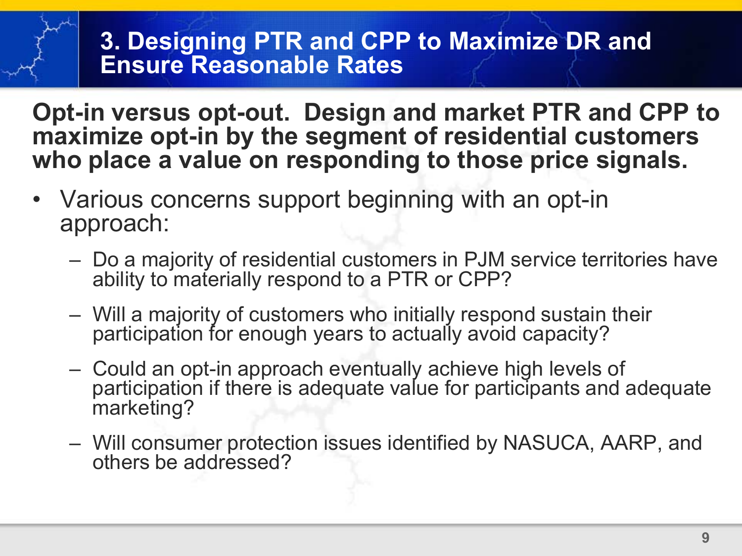# 3. Designing PTR and CPP to Maximize DR and Ensure Reasonable Rates

**Opt-in versus opt-out. Design and market PTR and CPP to maximize opt-in by the segment of residential customers who place a value on responding to those price signals.**

- Various concerns support beginning with an opt-in approach:
  - Do a majority of residential customers in PJM service territories have ability to materially respond to a PTR or CPP?
  - Will a majority of customers who initially respond sustain their participation for enough years to actually avoid capacity?
  - Could an opt-in approach eventually achieve high levels of participation if there is adequate value for participants and adequate marketing?
  - Will consumer protection issues identified by NASUCA, AARP, and others be addressed?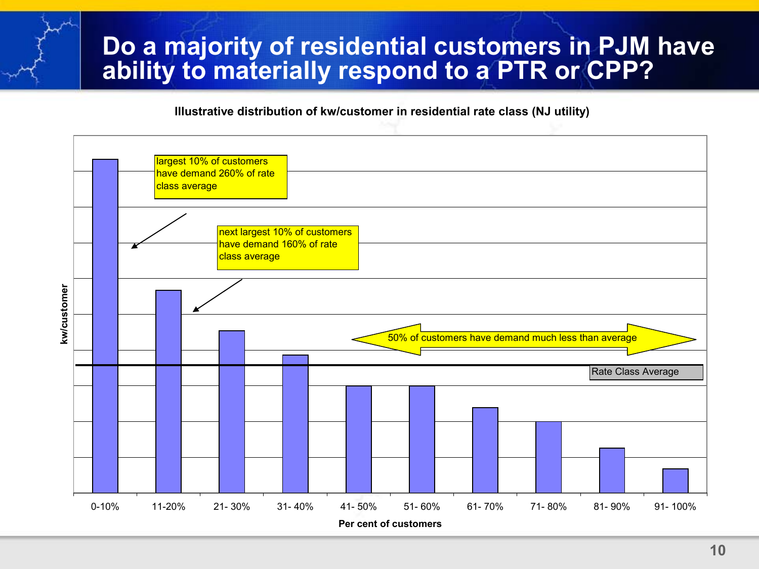# Do a majority of residential customers in PJM have ability to materially respond to a PTR or CPP?

**Illustrative distribution of kw/customer in residential rate class (NJ utility)**

largest 10% of customers have demand 260% of rate class average

next largest 10% of customers have demand 160% of rate class average

50% of customers have demand much less than average

Rate Class Average

kw/customer

0-10% | 11-20% | 21- 30% | 31- 40% | 41- 50% | 51- 60% | 61- 70% | 71- 80% | 81- 90% | 91- 100%

**Per cent of customers**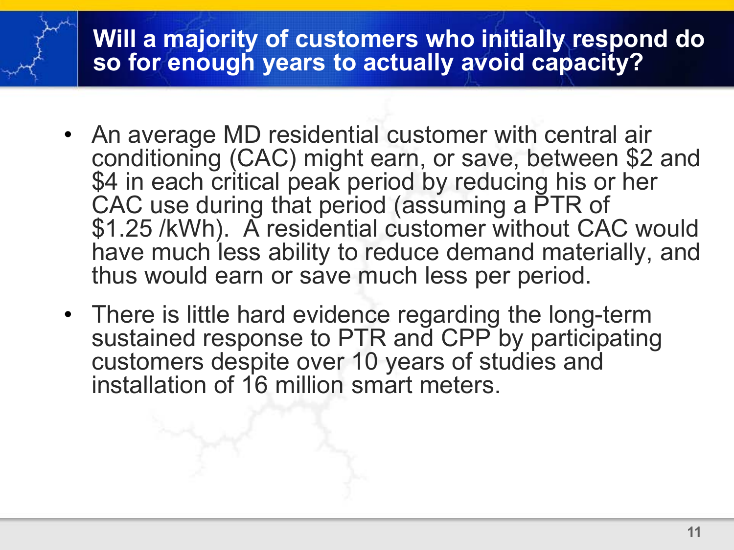# Will a majority of customers who initially respond do so for enough years to actually avoid capacity?

- An average MD residential customer with central air conditioning (CAC) might earn, or save, between $2 and $4 in each critical peak period by reducing his or her CAC use during that period (assuming a PTR of $1.25 /kWh). A residential customer without CAC would have much less ability to reduce demand materially, and thus would earn or save much less per period.
- There is little hard evidence regarding the long-term sustained response to PTR and CPP by participating customers despite over 10 years of studies and installation of 16 million smart meters.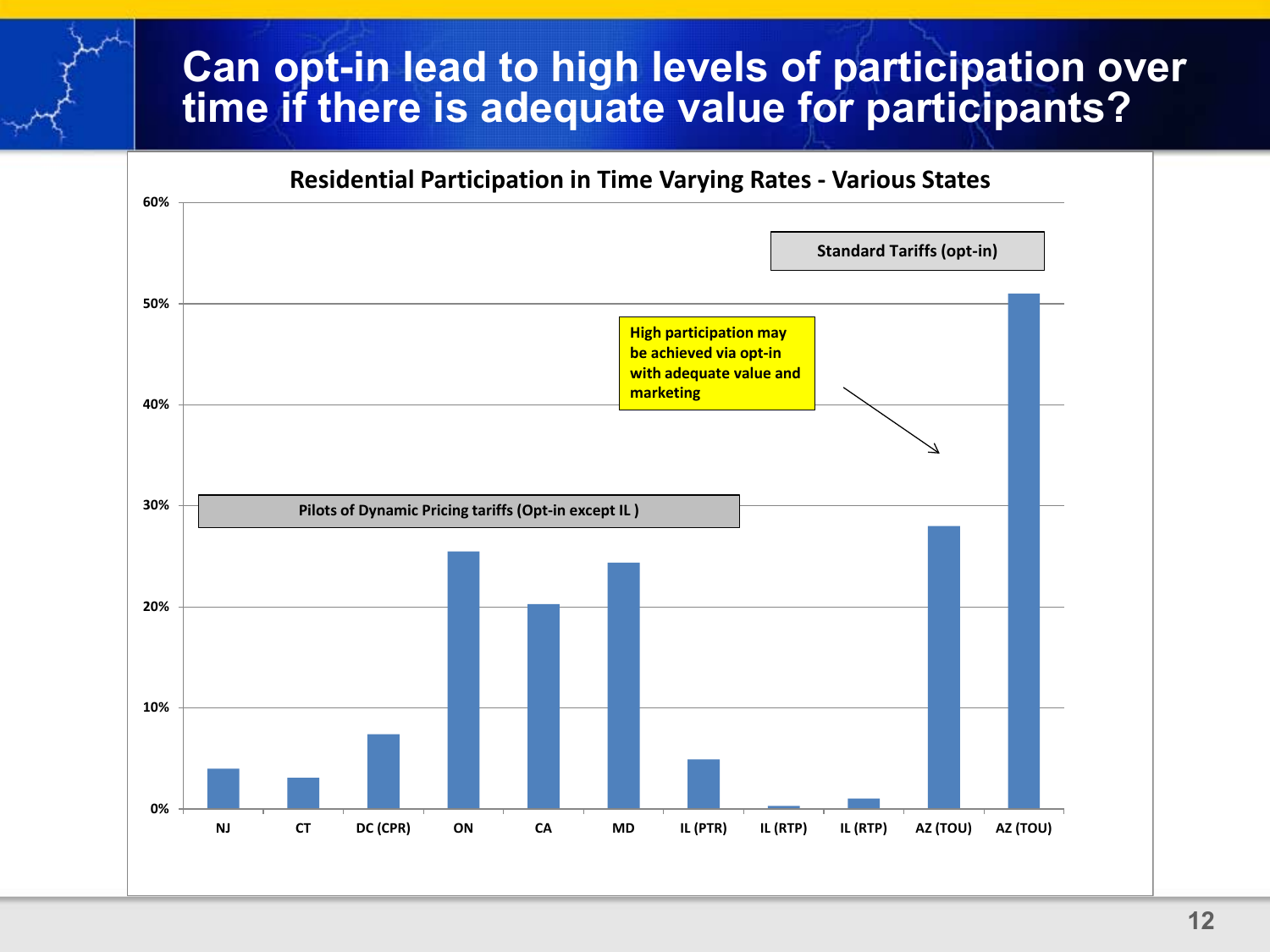# Can opt-in lead to high levels of participation over time if there is adequate value for participants?

Residential Participation in Time Varying Rates - Various States

60%
50%
40%
30%
20%
10%
0%

Standard Tariffs (opt-in)

High participation may be achieved via opt-in with adequate value and marketing

Pilots of Dynamic Pricing tariffs (Opt-in except IL )

NJ
CT
DC (CPR)
ON
CA
MD
IL (PTR)
IL (RTP)
IL (RTP)
AZ (TOU)
AZ (TOU)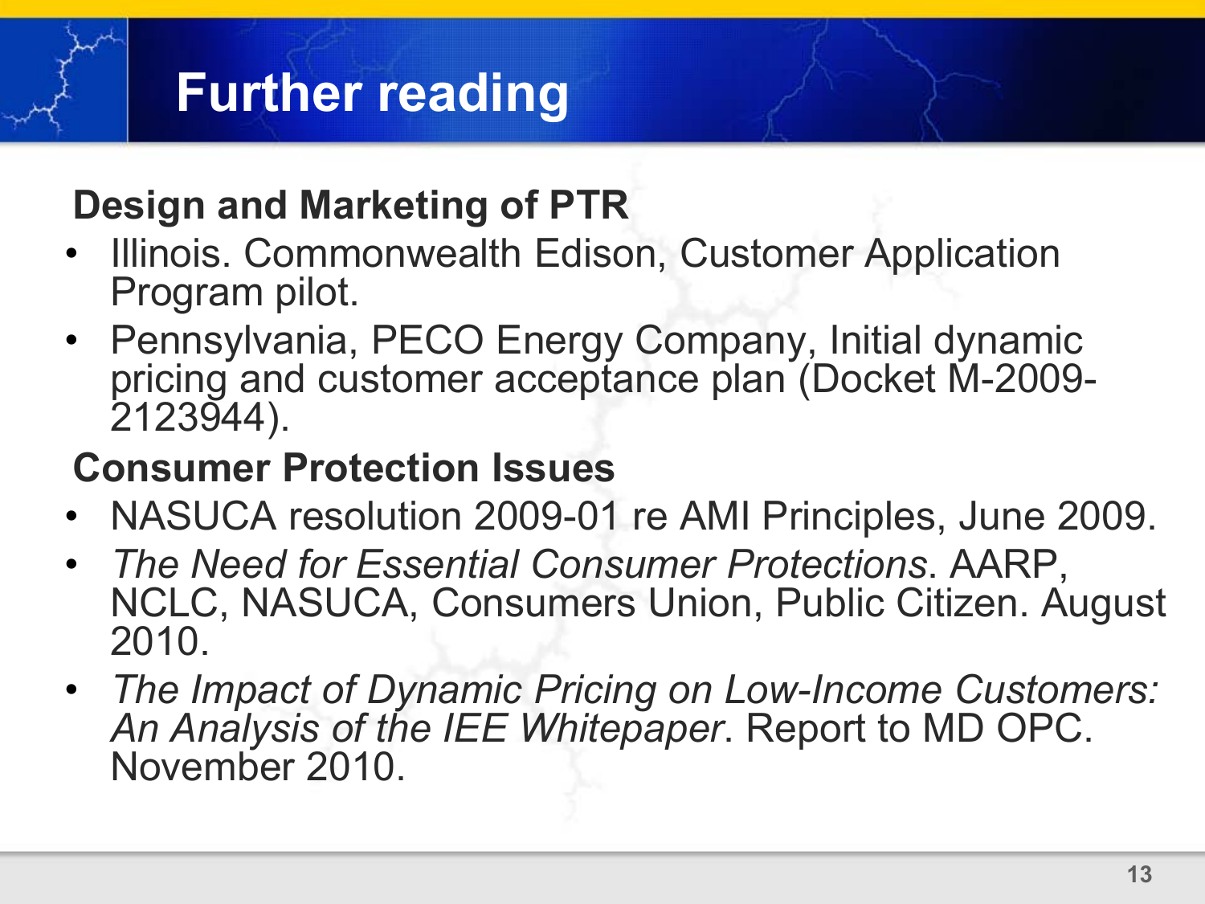# Further reading

### Design and Marketing of PTR

- Illinois. Commonwealth Edison, Customer Application Program pilot.
- Pennsylvania, PECO Energy Company, Initial dynamic pricing and customer acceptance plan (Docket M-2009-2123944).

### Consumer Protection Issues

- NASUCA resolution 2009-01 re AMI Principles, June 2009.
- *The Need for Essential Consumer Protections*. AARP, NCLC, NASUCA, Consumers Union, Public Citizen. August 2010.
- *The Impact of Dynamic Pricing on Low-Income Customers: An Analysis of the IEE Whitepaper*. Report to MD OPC. November 2010.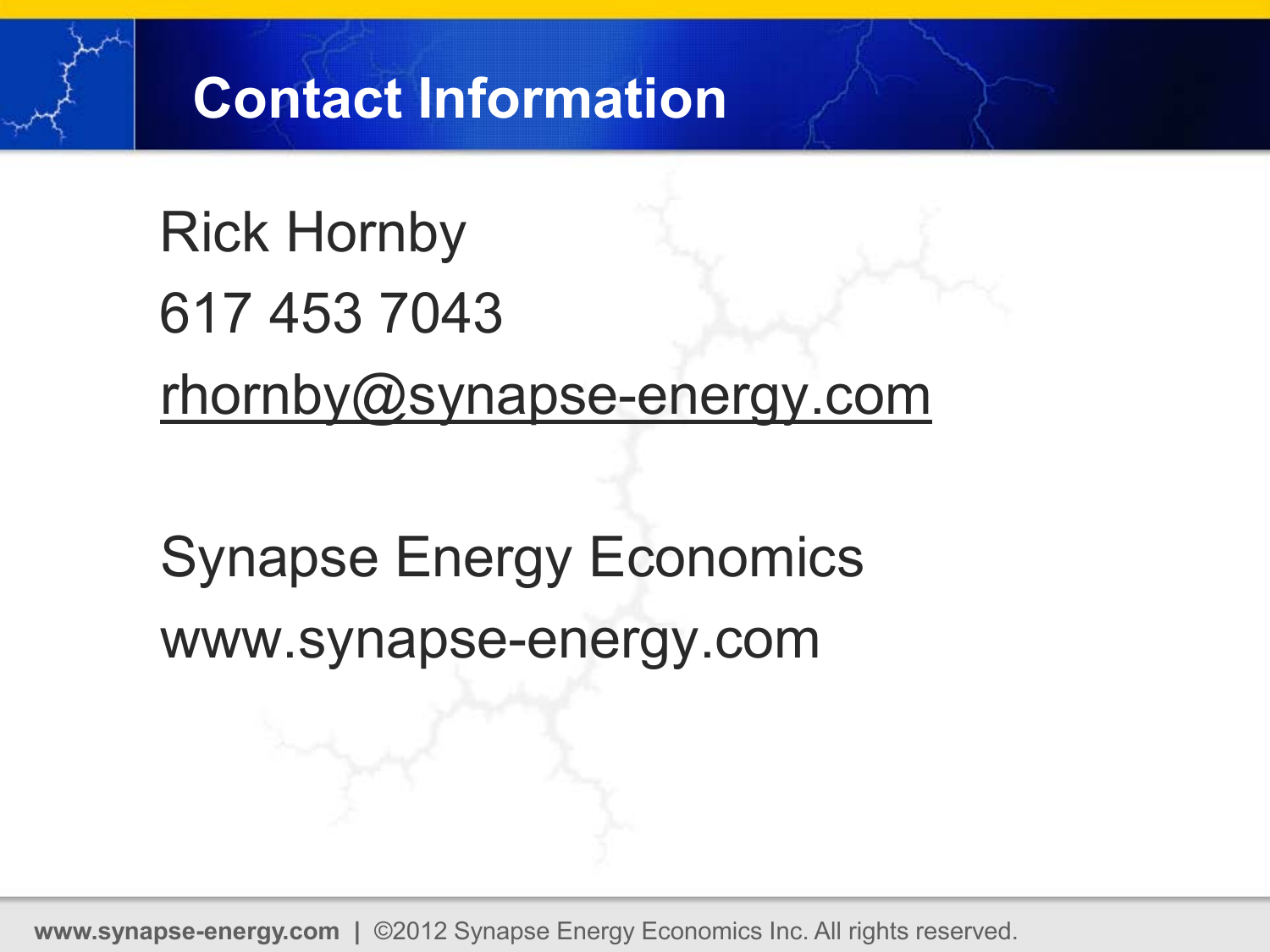# Contact Information

Rick Hornby

617 453 7043

rhornby@synapse-energy.com

Synapse Energy Economics

www.synapse-energy.com